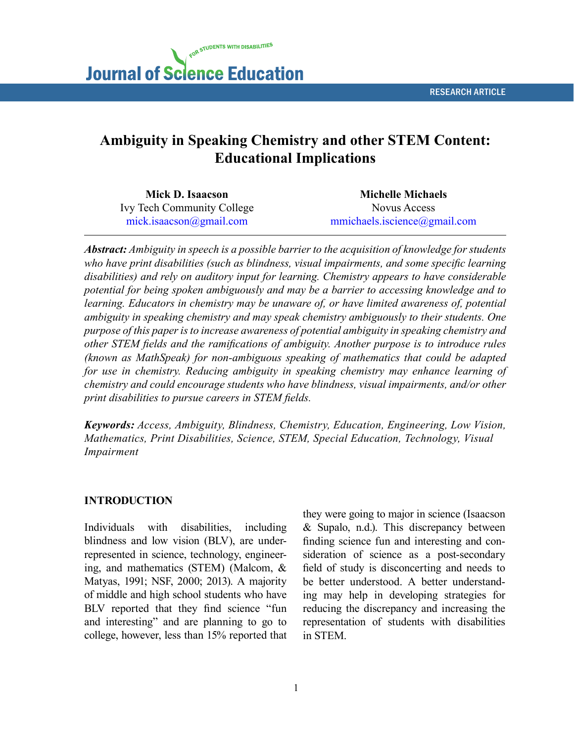Journal of Science Education for Students with Disabilities

RESEARCH ARTICLE

# Ambiguity in Speaking Chemistry and other STEM Content: Educational Implications

**Mick D. Isaacson**
Ivy Tech Community College
mick.isaacson@gmail.com

**Michelle Michaels**
Novus Access
mmichaels.iscience@gmail.com

***Abstract:*** *Ambiguity in speech is a possible barrier to the acquisition of knowledge for students who have print disabilities (such as blindness, visual impairments, and some specific learning disabilities) and rely on auditory input for learning. Chemistry appears to have considerable potential for being spoken ambiguously and may be a barrier to accessing knowledge and to learning. Educators in chemistry may be unaware of, or have limited awareness of, potential ambiguity in speaking chemistry and may speak chemistry ambiguously to their students. One purpose of this paper is to increase awareness of potential ambiguity in speaking chemistry and other STEM fields and the ramifications of ambiguity. Another purpose is to introduce rules (known as MathSpeak) for non-ambiguous speaking of mathematics that could be adapted for use in chemistry. Reducing ambiguity in speaking chemistry may enhance learning of chemistry and could encourage students who have blindness, visual impairments, and/or other print disabilities to pursue careers in STEM fields.*

***Keywords:*** *Access, Ambiguity, Blindness, Chemistry, Education, Engineering, Low Vision, Mathematics, Print Disabilities, Science, STEM, Special Education, Technology, Visual Impairment*

## INTRODUCTION

Individuals with disabilities, including blindness and low vision (BLV), are underrepresented in science, technology, engineering, and mathematics (STEM) (Malcom, & Matyas, 1991; NSF, 2000; 2013). A majority of middle and high school students who have BLV reported that they find science "fun and interesting" and are planning to go to college, however, less than 15% reported that they were going to major in science (Isaacson & Supalo, n.d.). This discrepancy between finding science fun and interesting and consideration of science as a post-secondary field of study is disconcerting and needs to be better understood. A better understanding may help in developing strategies for reducing the discrepancy and increasing the representation of students with disabilities in STEM.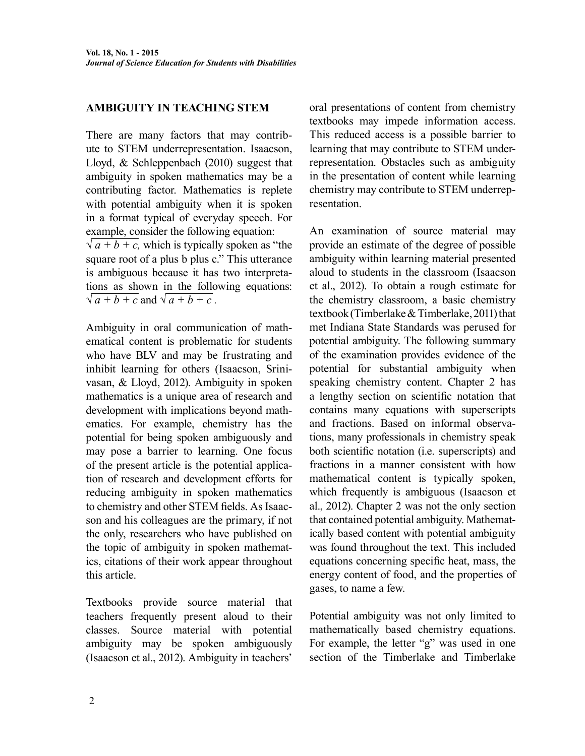## AMBIGUITY IN TEACHING STEM

There are many factors that may contribute to STEM underrepresentation. Isaacson, Lloyd, & Schleppenbach (2010) suggest that ambiguity in spoken mathematics may be a contributing factor. Mathematics is replete with potential ambiguity when it is spoken in a format typical of everyday speech. For example, consider the following equation: $\sqrt{a + b + c}$, which is typically spoken as "the square root of a plus b plus c." This utterance is ambiguous because it has two interpretations as shown in the following equations: $\sqrt{a + b + c}$ and $\sqrt{a + b + c}$.

Ambiguity in oral communication of mathematical content is problematic for students who have BLV and may be frustrating and inhibit learning for others (Isaacson, Srinivasan, & Lloyd, 2012). Ambiguity in spoken mathematics is a unique area of research and development with implications beyond mathematics. For example, chemistry has the potential for being spoken ambiguously and may pose a barrier to learning. One focus of the present article is the potential application of research and development efforts for reducing ambiguity in spoken mathematics to chemistry and other STEM fields. As Isaacson and his colleagues are the primary, if not the only, researchers who have published on the topic of ambiguity in spoken mathematics, citations of their work appear throughout this article.

Textbooks provide source material that teachers frequently present aloud to their classes. Source material with potential ambiguity may be spoken ambiguously (Isaacson et al., 2012). Ambiguity in teachers' oral presentations of content from chemistry textbooks may impede information access. This reduced access is a possible barrier to learning that may contribute to STEM underrepresentation. Obstacles such as ambiguity in the presentation of content while learning chemistry may contribute to STEM underrepresentation.

An examination of source material may provide an estimate of the degree of possible ambiguity within learning material presented aloud to students in the classroom (Isaacson et al., 2012). To obtain a rough estimate for the chemistry classroom, a basic chemistry textbook (Timberlake & Timberlake, 2011) that met Indiana State Standards was perused for potential ambiguity. The following summary of the examination provides evidence of the potential for substantial ambiguity when speaking chemistry content. Chapter 2 has a lengthy section on scientific notation that contains many equations with superscripts and fractions. Based on informal observations, many professionals in chemistry speak both scientific notation (i.e. superscripts) and fractions in a manner consistent with how mathematical content is typically spoken, which frequently is ambiguous (Isaacson et al., 2012). Chapter 2 was not the only section that contained potential ambiguity. Mathematically based content with potential ambiguity was found throughout the text. This included equations concerning specific heat, mass, the energy content of food, and the properties of gases, to name a few.

Potential ambiguity was not only limited to mathematically based chemistry equations. For example, the letter "g" was used in one section of the Timberlake and Timberlake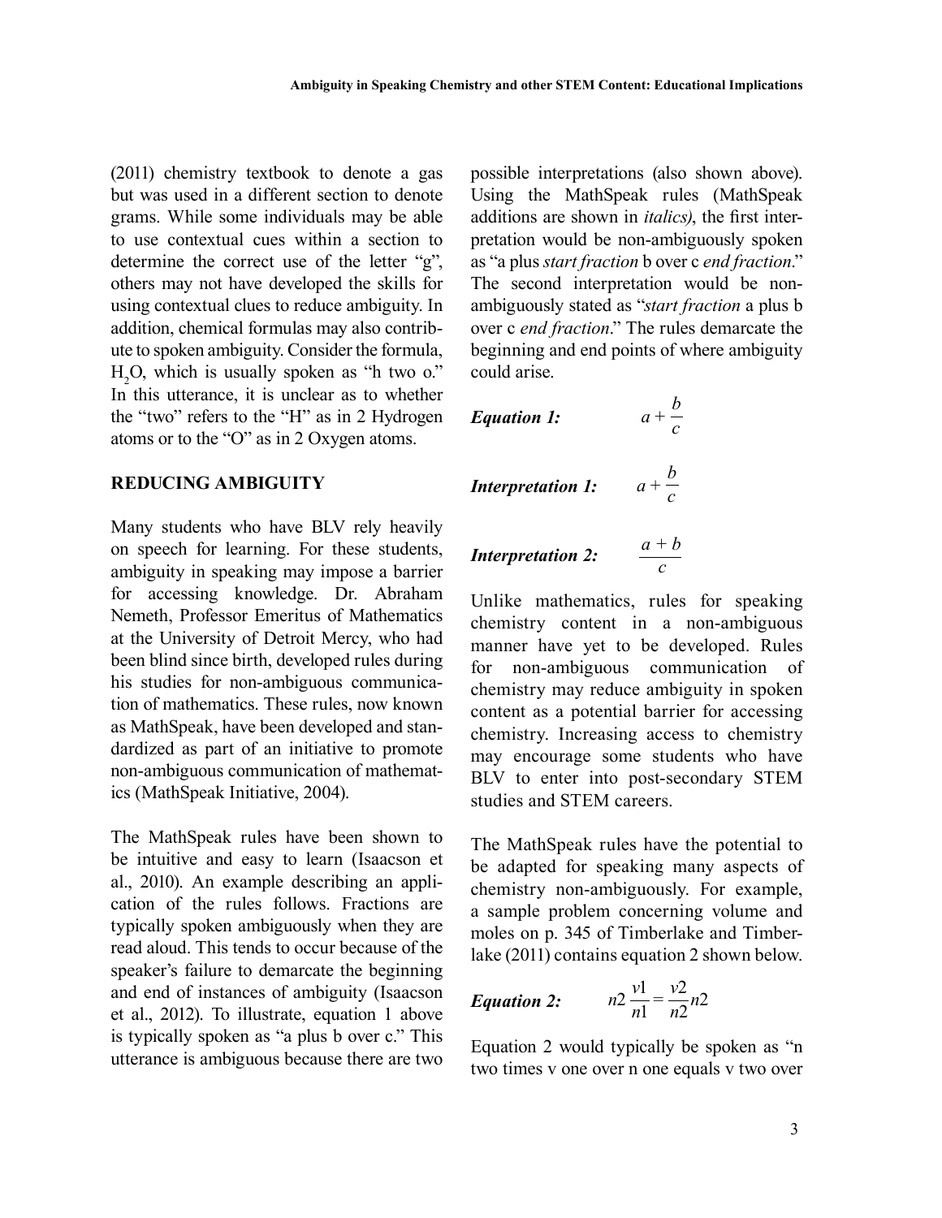(2011) chemistry textbook to denote a gas but was used in a different section to denote grams. While some individuals may be able to use contextual cues within a section to determine the correct use of the letter "g", others may not have developed the skills for using contextual clues to reduce ambiguity. In addition, chemical formulas may also contribute to spoken ambiguity. Consider the formula, $H_2O$, which is usually spoken as "h two o." In this utterance, it is unclear as to whether the "two" refers to the "H" as in 2 Hydrogen atoms or to the "O" as in 2 Oxygen atoms.

## REDUCING AMBIGUITY

Many students who have BLV rely heavily on speech for learning. For these students, ambiguity in speaking may impose a barrier for accessing knowledge. Dr. Abraham Nemeth, Professor Emeritus of Mathematics at the University of Detroit Mercy, who had been blind since birth, developed rules during his studies for non-ambiguous communication of mathematics. These rules, now known as MathSpeak, have been developed and standardized as part of an initiative to promote non-ambiguous communication of mathematics (MathSpeak Initiative, 2004).

The MathSpeak rules have been shown to be intuitive and easy to learn (Isaacson et al., 2010). An example describing an application of the rules follows. Fractions are typically spoken ambiguously when they are read aloud. This tends to occur because of the speaker's failure to demarcate the beginning and end of instances of ambiguity (Isaacson et al., 2012). To illustrate, equation 1 above is typically spoken as "a plus b over c." This utterance is ambiguous because there are two possible interpretations (also shown above). Using the MathSpeak rules (MathSpeak additions are shown in *italics)*, the first interpretation would be non-ambiguously spoken as "a plus *start fraction* b over c *end fraction*." The second interpretation would be non-ambiguously stated as "*start fraction* a plus b over c *end fraction*." The rules demarcate the beginning and end points of where ambiguity could arise.

***Equation 1:*** $$a + \frac{b}{c}$$

***Interpretation 1:*** $$a + \frac{b}{c}$$

***Interpretation 2:*** $$\frac{a + b}{c}$$

Unlike mathematics, rules for speaking chemistry content in a non-ambiguous manner have yet to be developed. Rules for non-ambiguous communication of chemistry may reduce ambiguity in spoken content as a potential barrier for accessing chemistry. Increasing access to chemistry may encourage some students who have BLV to enter into post-secondary STEM studies and STEM careers.

The MathSpeak rules have the potential to be adapted for speaking many aspects of chemistry non-ambiguously. For example, a sample problem concerning volume and moles on p. 345 of Timberlake and Timberlake (2011) contains equation 2 shown below.

***Equation 2:*** $$n2\,\frac{v1}{n1} = \frac{v2}{n2}\,n2$$

Equation 2 would typically be spoken as "n two times v one over n one equals v two over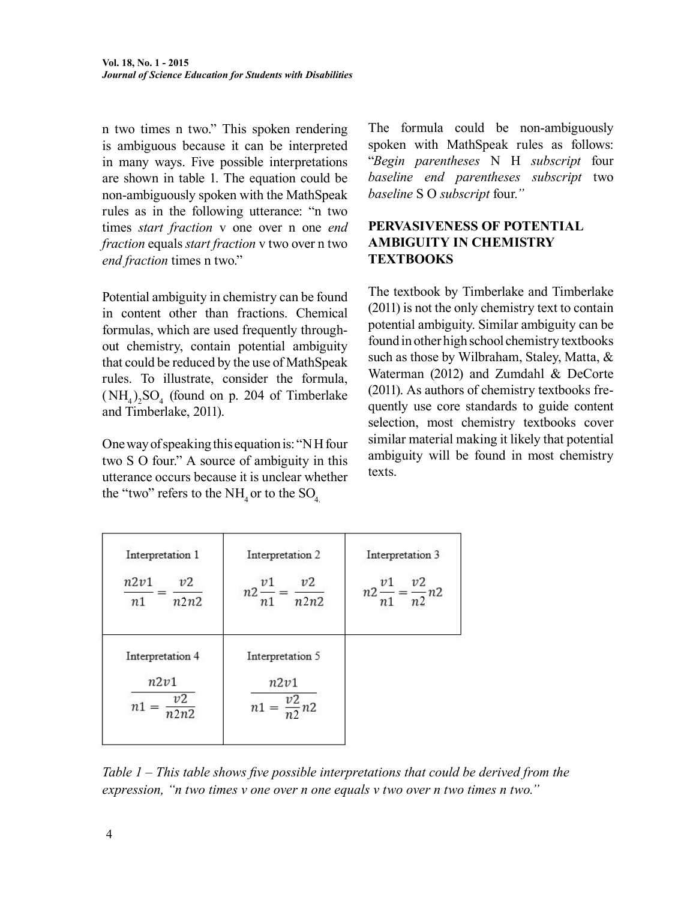n two times n two." This spoken rendering is ambiguous because it can be interpreted in many ways. Five possible interpretations are shown in table 1. The equation could be non-ambiguously spoken with the MathSpeak rules as in the following utterance: "n two times *start fraction* v one over n one *end fraction* equals *start fraction* v two over n two *end fraction* times n two."

Potential ambiguity in chemistry can be found in content other than fractions. Chemical formulas, which are used frequently throughout chemistry, contain potential ambiguity that could be reduced by the use of MathSpeak rules. To illustrate, consider the formula, $(NH_4)_2SO_4$ (found on p. 204 of Timberlake and Timberlake, 2011).

One way of speaking this equation is: "N H four two S O four." A source of ambiguity in this utterance occurs because it is unclear whether the "two" refers to the $NH_4$ or to the $SO_4$.

The formula could be non-ambiguously spoken with MathSpeak rules as follows: "*Begin parentheses* N H *subscript* four *baseline end parentheses subscript* two *baseline* S O *subscript* four."

## PERVASIVENESS OF POTENTIAL AMBIGUITY IN CHEMISTRY TEXTBOOKS

The textbook by Timberlake and Timberlake (2011) is not the only chemistry text to contain potential ambiguity. Similar ambiguity can be found in other high school chemistry textbooks such as those by Wilbraham, Staley, Matta, & Waterman (2012) and Zumdahl & DeCorte (2011). As authors of chemistry textbooks frequently use core standards to guide content selection, most chemistry textbooks cover similar material making it likely that potential ambiguity will be found in most chemistry texts.

| Interpretation 1 | Interpretation 2 | Interpretation 3 |
|---|---|---|
| $\frac{n2v1}{n1} = \frac{v2}{n2n2}$ | $n2\frac{v1}{n1} = \frac{v2}{n2n2}$ | $n2\frac{v1}{n1} = \frac{v2}{n2}n2$ |
| **Interpretation 4** | **Interpretation 5** | |
| $\frac{n2v1}{n1 = \frac{v2}{n2n2}}$ | $\frac{n2v1}{n1 = \frac{v2}{n2}n2}$ | |

*Table 1 – This table shows five possible interpretations that could be derived from the expression, "n two times v one over n one equals v two over n two times n two."*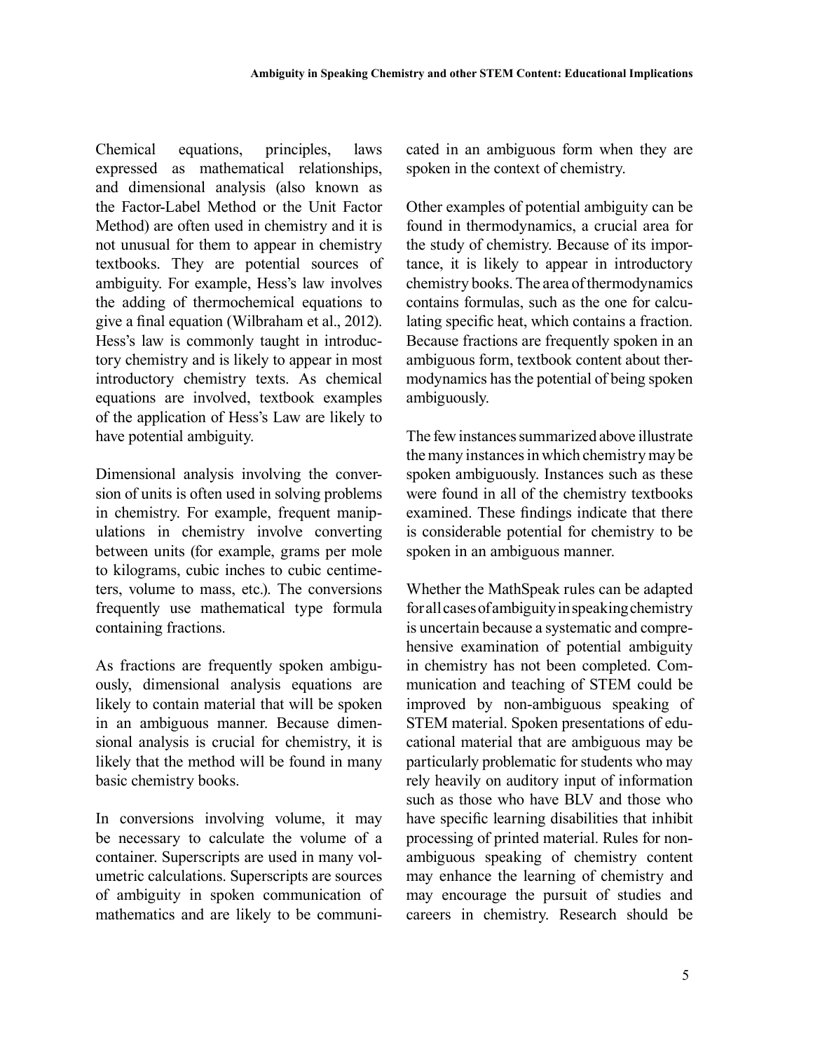Chemical equations, principles, laws expressed as mathematical relationships, and dimensional analysis (also known as the Factor-Label Method or the Unit Factor Method) are often used in chemistry and it is not unusual for them to appear in chemistry textbooks. They are potential sources of ambiguity. For example, Hess's law involves the adding of thermochemical equations to give a final equation (Wilbraham et al., 2012). Hess's law is commonly taught in introductory chemistry and is likely to appear in most introductory chemistry texts. As chemical equations are involved, textbook examples of the application of Hess's Law are likely to have potential ambiguity.

Dimensional analysis involving the conversion of units is often used in solving problems in chemistry. For example, frequent manipulations in chemistry involve converting between units (for example, grams per mole to kilograms, cubic inches to cubic centimeters, volume to mass, etc.). The conversions frequently use mathematical type formula containing fractions.

As fractions are frequently spoken ambiguously, dimensional analysis equations are likely to contain material that will be spoken in an ambiguous manner. Because dimensional analysis is crucial for chemistry, it is likely that the method will be found in many basic chemistry books.

In conversions involving volume, it may be necessary to calculate the volume of a container. Superscripts are used in many volumetric calculations. Superscripts are sources of ambiguity in spoken communication of mathematics and are likely to be communicated in an ambiguous form when they are spoken in the context of chemistry.

Other examples of potential ambiguity can be found in thermodynamics, a crucial area for the study of chemistry. Because of its importance, it is likely to appear in introductory chemistry books. The area of thermodynamics contains formulas, such as the one for calculating specific heat, which contains a fraction. Because fractions are frequently spoken in an ambiguous form, textbook content about thermodynamics has the potential of being spoken ambiguously.

The few instances summarized above illustrate the many instances in which chemistry may be spoken ambiguously. Instances such as these were found in all of the chemistry textbooks examined. These findings indicate that there is considerable potential for chemistry to be spoken in an ambiguous manner.

Whether the MathSpeak rules can be adapted for all cases of ambiguity in speaking chemistry is uncertain because a systematic and comprehensive examination of potential ambiguity in chemistry has not been completed. Communication and teaching of STEM could be improved by non-ambiguous speaking of STEM material. Spoken presentations of educational material that are ambiguous may be particularly problematic for students who may rely heavily on auditory input of information such as those who have BLV and those who have specific learning disabilities that inhibit processing of printed material. Rules for non-ambiguous speaking of chemistry content may enhance the learning of chemistry and may encourage the pursuit of studies and careers in chemistry. Research should be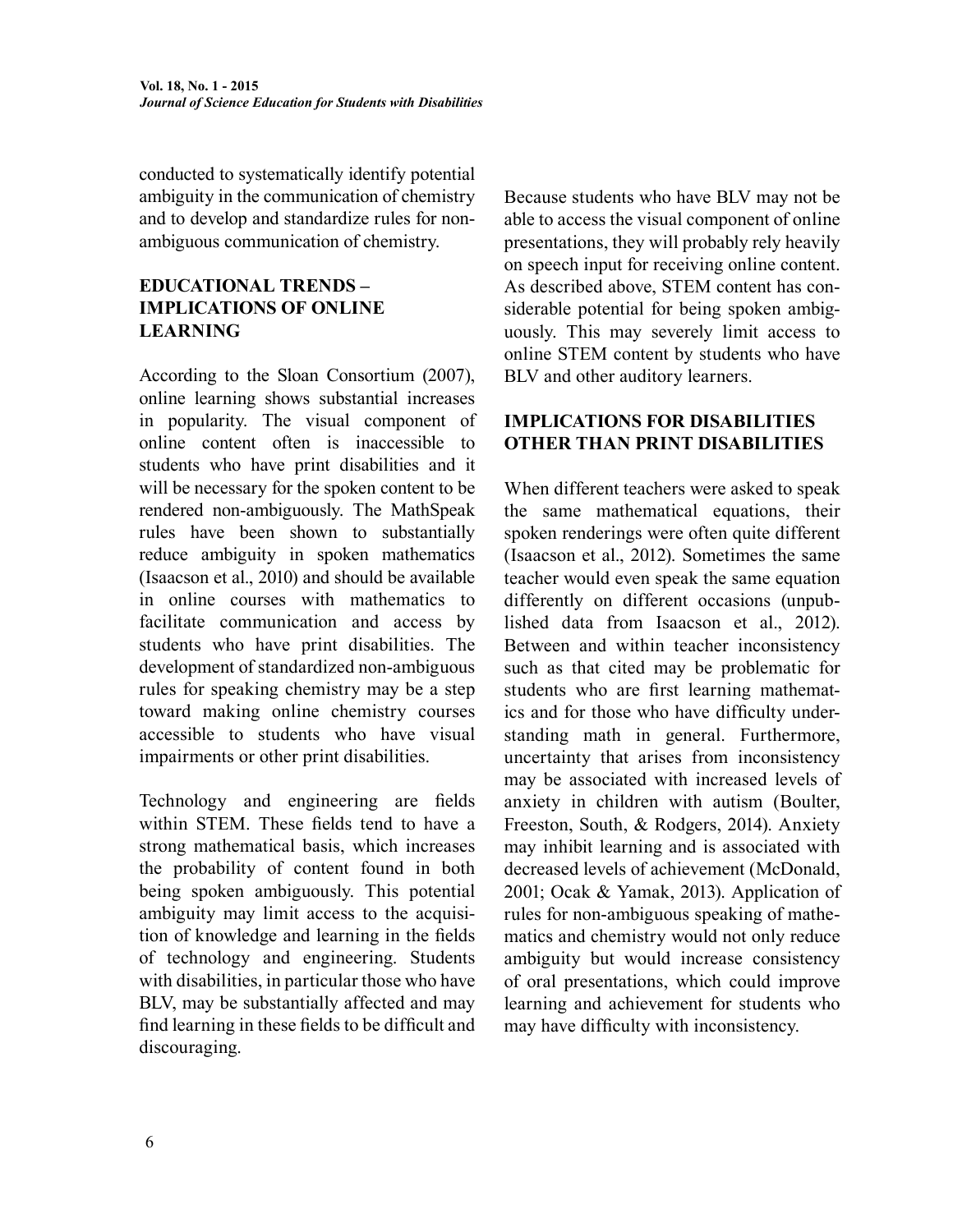conducted to systematically identify potential ambiguity in the communication of chemistry and to develop and standardize rules for non-ambiguous communication of chemistry.

## EDUCATIONAL TRENDS – IMPLICATIONS OF ONLINE LEARNING

According to the Sloan Consortium (2007), online learning shows substantial increases in popularity. The visual component of online content often is inaccessible to students who have print disabilities and it will be necessary for the spoken content to be rendered non-ambiguously. The MathSpeak rules have been shown to substantially reduce ambiguity in spoken mathematics (Isaacson et al., 2010) and should be available in online courses with mathematics to facilitate communication and access by students who have print disabilities. The development of standardized non-ambiguous rules for speaking chemistry may be a step toward making online chemistry courses accessible to students who have visual impairments or other print disabilities.

Technology and engineering are fields within STEM. These fields tend to have a strong mathematical basis, which increases the probability of content found in both being spoken ambiguously. This potential ambiguity may limit access to the acquisition of knowledge and learning in the fields of technology and engineering. Students with disabilities, in particular those who have BLV, may be substantially affected and may find learning in these fields to be difficult and discouraging.

Because students who have BLV may not be able to access the visual component of online presentations, they will probably rely heavily on speech input for receiving online content. As described above, STEM content has considerable potential for being spoken ambiguously. This may severely limit access to online STEM content by students who have BLV and other auditory learners.

## IMPLICATIONS FOR DISABILITIES OTHER THAN PRINT DISABILITIES

When different teachers were asked to speak the same mathematical equations, their spoken renderings were often quite different (Isaacson et al., 2012). Sometimes the same teacher would even speak the same equation differently on different occasions (unpublished data from Isaacson et al., 2012). Between and within teacher inconsistency such as that cited may be problematic for students who are first learning mathematics and for those who have difficulty understanding math in general. Furthermore, uncertainty that arises from inconsistency may be associated with increased levels of anxiety in children with autism (Boulter, Freeston, South, & Rodgers, 2014). Anxiety may inhibit learning and is associated with decreased levels of achievement (McDonald, 2001; Ocak & Yamak, 2013). Application of rules for non-ambiguous speaking of mathematics and chemistry would not only reduce ambiguity but would increase consistency of oral presentations, which could improve learning and achievement for students who may have difficulty with inconsistency.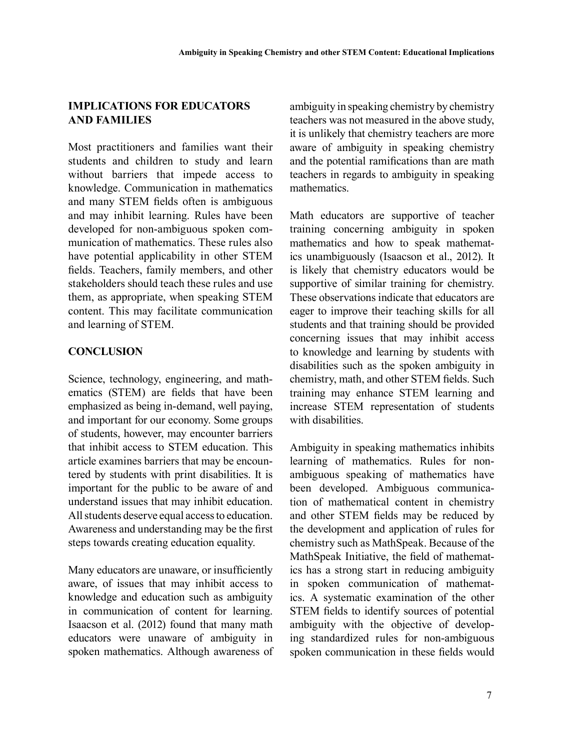## IMPLICATIONS FOR EDUCATORS AND FAMILIES

Most practitioners and families want their students and children to study and learn without barriers that impede access to knowledge. Communication in mathematics and many STEM fields often is ambiguous and may inhibit learning. Rules have been developed for non-ambiguous spoken communication of mathematics. These rules also have potential applicability in other STEM fields. Teachers, family members, and other stakeholders should teach these rules and use them, as appropriate, when speaking STEM content. This may facilitate communication and learning of STEM.

## CONCLUSION

Science, technology, engineering, and mathematics (STEM) are fields that have been emphasized as being in-demand, well paying, and important for our economy. Some groups of students, however, may encounter barriers that inhibit access to STEM education. This article examines barriers that may be encountered by students with print disabilities. It is important for the public to be aware of and understand issues that may inhibit education. All students deserve equal access to education. Awareness and understanding may be the first steps towards creating education equality.

Many educators are unaware, or insufficiently aware, of issues that may inhibit access to knowledge and education such as ambiguity in communication of content for learning. Isaacson et al. (2012) found that many math educators were unaware of ambiguity in spoken mathematics. Although awareness of ambiguity in speaking chemistry by chemistry teachers was not measured in the above study, it is unlikely that chemistry teachers are more aware of ambiguity in speaking chemistry and the potential ramifications than are math teachers in regards to ambiguity in speaking mathematics.

Math educators are supportive of teacher training concerning ambiguity in spoken mathematics and how to speak mathematics unambiguously (Isaacson et al., 2012). It is likely that chemistry educators would be supportive of similar training for chemistry. These observations indicate that educators are eager to improve their teaching skills for all students and that training should be provided concerning issues that may inhibit access to knowledge and learning by students with disabilities such as the spoken ambiguity in chemistry, math, and other STEM fields. Such training may enhance STEM learning and increase STEM representation of students with disabilities.

Ambiguity in speaking mathematics inhibits learning of mathematics. Rules for non-ambiguous speaking of mathematics have been developed. Ambiguous communication of mathematical content in chemistry and other STEM fields may be reduced by the development and application of rules for chemistry such as MathSpeak. Because of the MathSpeak Initiative, the field of mathematics has a strong start in reducing ambiguity in spoken communication of mathematics. A systematic examination of the other STEM fields to identify sources of potential ambiguity with the objective of developing standardized rules for non-ambiguous spoken communication in these fields would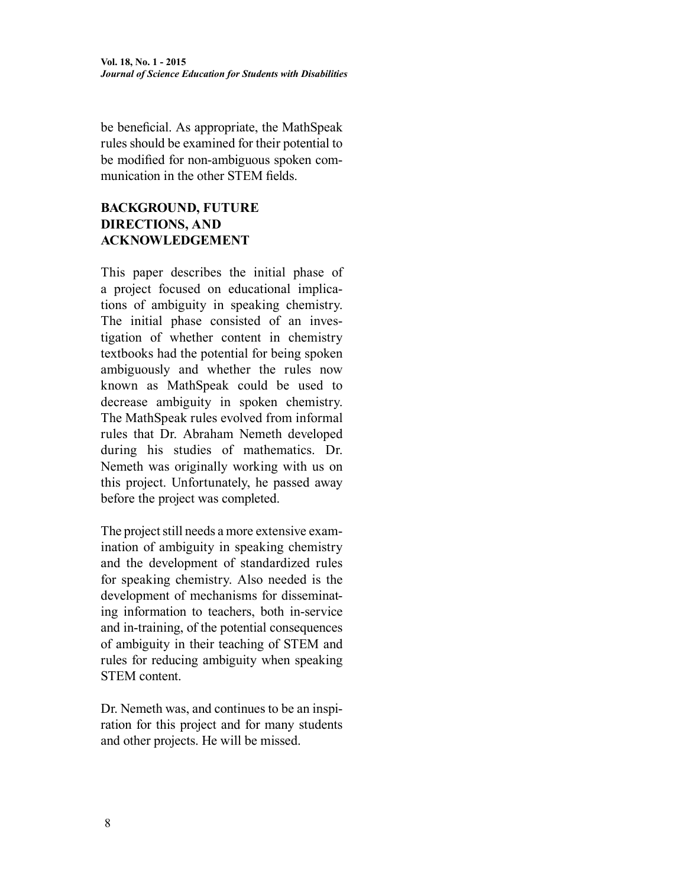be beneficial. As appropriate, the MathSpeak rules should be examined for their potential to be modified for non-ambiguous spoken communication in the other STEM fields.

## BACKGROUND, FUTURE DIRECTIONS, AND ACKNOWLEDGEMENT

This paper describes the initial phase of a project focused on educational implications of ambiguity in speaking chemistry. The initial phase consisted of an investigation of whether content in chemistry textbooks had the potential for being spoken ambiguously and whether the rules now known as MathSpeak could be used to decrease ambiguity in spoken chemistry. The MathSpeak rules evolved from informal rules that Dr. Abraham Nemeth developed during his studies of mathematics. Dr. Nemeth was originally working with us on this project. Unfortunately, he passed away before the project was completed.

The project still needs a more extensive examination of ambiguity in speaking chemistry and the development of standardized rules for speaking chemistry. Also needed is the development of mechanisms for disseminating information to teachers, both in-service and in-training, of the potential consequences of ambiguity in their teaching of STEM and rules for reducing ambiguity when speaking STEM content.

Dr. Nemeth was, and continues to be an inspiration for this project and for many students and other projects. He will be missed.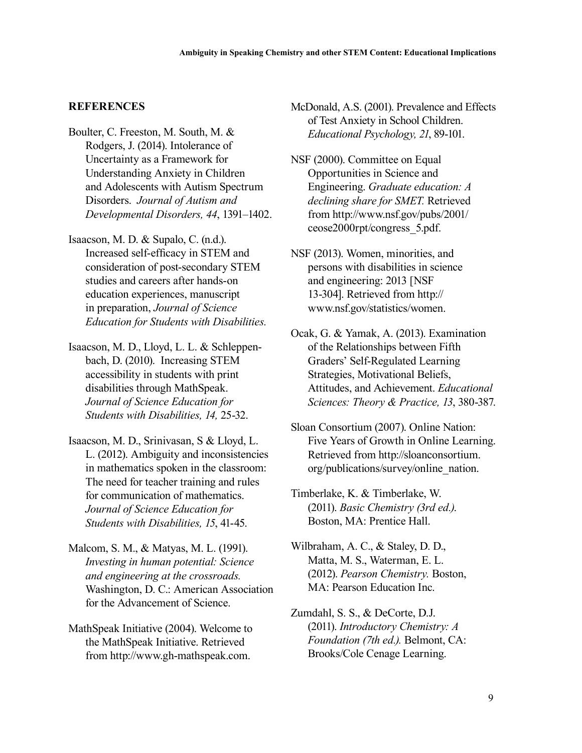## REFERENCES

Boulter, C. Freeston, M. South, M. & Rodgers, J. (2014). Intolerance of Uncertainty as a Framework for Understanding Anxiety in Children and Adolescents with Autism Spectrum Disorders. *Journal of Autism and Developmental Disorders, 44*, 1391–1402.

Isaacson, M. D. & Supalo, C. (n.d.). Increased self-efficacy in STEM and consideration of post-secondary STEM studies and careers after hands-on education experiences, manuscript in preparation, *Journal of Science Education for Students with Disabilities.*

Isaacson, M. D., Lloyd, L. L. & Schleppenbach, D. (2010). Increasing STEM accessibility in students with print disabilities through MathSpeak. *Journal of Science Education for Students with Disabilities, 14,* 25-32.

Isaacson, M. D., Srinivasan, S & Lloyd, L. L. (2012). Ambiguity and inconsistencies in mathematics spoken in the classroom: The need for teacher training and rules for communication of mathematics. *Journal of Science Education for Students with Disabilities, 15*, 41-45.

Malcom, S. M., & Matyas, M. L. (1991). *Investing in human potential: Science and engineering at the crossroads.* Washington, D. C.: American Association for the Advancement of Science.

MathSpeak Initiative (2004). Welcome to the MathSpeak Initiative. Retrieved from http://www.gh-mathspeak.com.

McDonald, A.S. (2001). Prevalence and Effects of Test Anxiety in School Children. *Educational Psychology, 21*, 89-101.

NSF (2000). Committee on Equal Opportunities in Science and Engineering. *Graduate education: A declining share for SMET.* Retrieved from http://www.nsf.gov/pubs/2001/ceose2000rpt/congress_5.pdf.

NSF (2013). Women, minorities, and persons with disabilities in science and engineering: 2013 [NSF 13-304]. Retrieved from http://www.nsf.gov/statistics/women.

Ocak, G. & Yamak, A. (2013). Examination of the Relationships between Fifth Graders' Self-Regulated Learning Strategies, Motivational Beliefs, Attitudes, and Achievement. *Educational Sciences: Theory & Practice, 13*, 380-387.

Sloan Consortium (2007). Online Nation: Five Years of Growth in Online Learning. Retrieved from http://sloanconsortium.org/publications/survey/online_nation.

Timberlake, K. & Timberlake, W. (2011). *Basic Chemistry (3rd ed.).* Boston, MA: Prentice Hall.

Wilbraham, A. C., & Staley, D. D., Matta, M. S., Waterman, E. L. (2012). *Pearson Chemistry.* Boston, MA: Pearson Education Inc.

Zumdahl, S. S., & DeCorte, D.J. (2011). *Introductory Chemistry: A Foundation (7th ed.).* Belmont, CA: Brooks/Cole Cenage Learning.